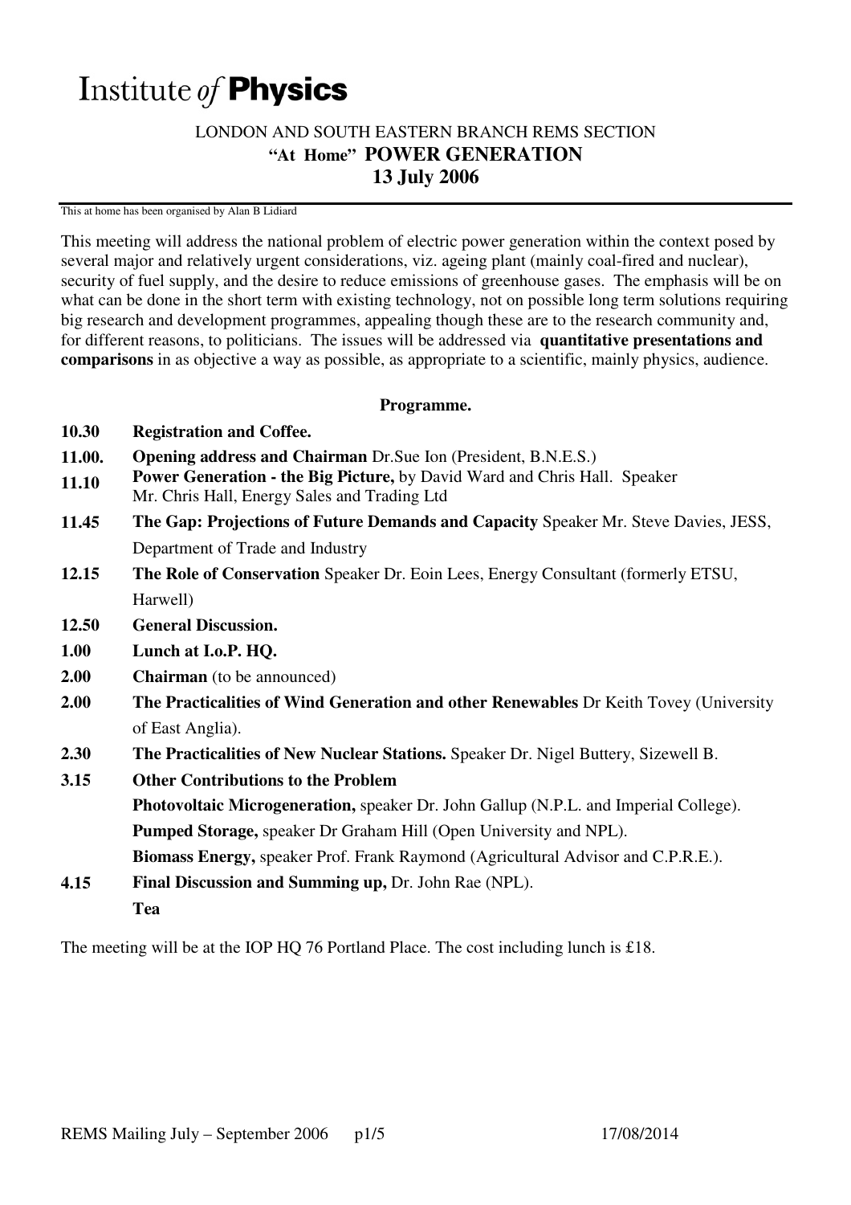# Institute *of* **Physics**

## LONDON AND SOUTH EASTERN BRANCH REMS SECTION
## "At Home" POWER GENERATION
## 13 July 2006

This at home has been organised by Alan B Lidiard

This meeting will address the national problem of electric power generation within the context posed by several major and relatively urgent considerations, viz. ageing plant (mainly coal-fired and nuclear), security of fuel supply, and the desire to reduce emissions of greenhouse gases. The emphasis will be on what can be done in the short term with existing technology, not on possible long term solutions requiring big research and development programmes, appealing though these are to the research community and, for different reasons, to politicians. The issues will be addressed via **quantitative presentations and comparisons** in as objective a way as possible, as appropriate to a scientific, mainly physics, audience.

**Programme.**

**10.30** **Registration and Coffee.**

**11.00.** **Opening address and Chairman** Dr.Sue Ion (President, B.N.E.S.)

**11.10** **Power Generation - the Big Picture,** by David Ward and Chris Hall. Speaker Mr. Chris Hall, Energy Sales and Trading Ltd

**11.45** **The Gap: Projections of Future Demands and Capacity** Speaker Mr. Steve Davies, JESS, Department of Trade and Industry

**12.15** **The Role of Conservation** Speaker Dr. Eoin Lees, Energy Consultant (formerly ETSU, Harwell)

**12.50** **General Discussion.**

**1.00** **Lunch at I.o.P. HQ.**

**2.00** **Chairman** (to be announced)

**2.00** **The Practicalities of Wind Generation and other Renewables** Dr Keith Tovey (University of East Anglia).

**2.30** **The Practicalities of New Nuclear Stations.** Speaker Dr. Nigel Buttery, Sizewell B.

**3.15** **Other Contributions to the Problem**

**Photovoltaic Microgeneration,** speaker Dr. John Gallup (N.P.L. and Imperial College).

**Pumped Storage,** speaker Dr Graham Hill (Open University and NPL).

**Biomass Energy,** speaker Prof. Frank Raymond (Agricultural Advisor and C.P.R.E.).

**4.15** **Final Discussion and Summing up,** Dr. John Rae (NPL).

**Tea**

The meeting will be at the IOP HQ 76 Portland Place. The cost including lunch is £18.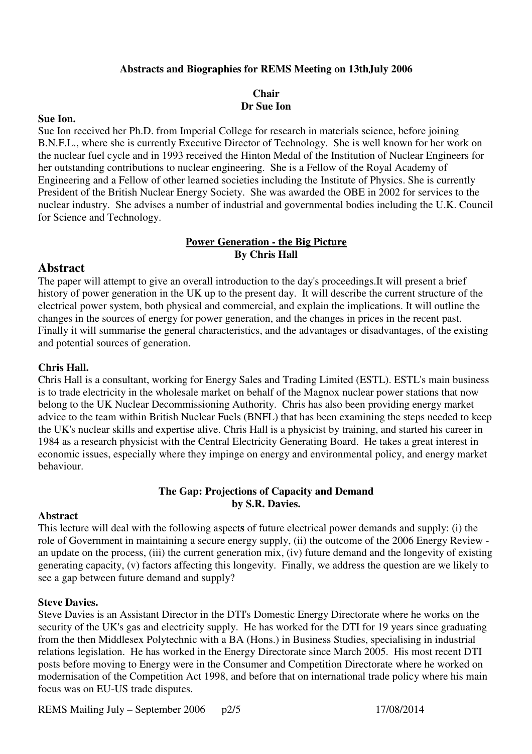**Abstracts and Biographies for REMS Meeting on 13thJuly 2006**

**Chair**
**Dr Sue Ion**

**Sue Ion.**
Sue Ion received her Ph.D. from Imperial College for research in materials science, before joining B.N.F.L., where she is currently Executive Director of Technology. She is well known for her work on the nuclear fuel cycle and in 1993 received the Hinton Medal of the Institution of Nuclear Engineers for her outstanding contributions to nuclear engineering. She is a Fellow of the Royal Academy of Engineering and a Fellow of other learned societies including the Institute of Physics. She is currently President of the British Nuclear Energy Society. She was awarded the OBE in 2002 for services to the nuclear industry. She advises a number of industrial and governmental bodies including the U.K. Council for Science and Technology.

## Power Generation - the Big Picture
**By Chris Hall**

## Abstract

The paper will attempt to give an overall introduction to the day's proceedings.It will present a brief history of power generation in the UK up to the present day. It will describe the current structure of the electrical power system, both physical and commercial, and explain the implications. It will outline the changes in the sources of energy for power generation, and the changes in prices in the recent past. Finally it will summarise the general characteristics, and the advantages or disadvantages, of the existing and potential sources of generation.

**Chris Hall.**
Chris Hall is a consultant, working for Energy Sales and Trading Limited (ESTL). ESTL's main business is to trade electricity in the wholesale market on behalf of the Magnox nuclear power stations that now belong to the UK Nuclear Decommissioning Authority. Chris has also been providing energy market advice to the team within British Nuclear Fuels (BNFL) that has been examining the steps needed to keep the UK's nuclear skills and expertise alive. Chris Hall is a physicist by training, and started his career in 1984 as a research physicist with the Central Electricity Generating Board. He takes a great interest in economic issues, especially where they impinge on energy and environmental policy, and energy market behaviour.

## The Gap: Projections of Capacity and Demand
**by S.R. Davies.**

**Abstract**
This lecture will deal with the following aspects of future electrical power demands and supply: (i) the role of Government in maintaining a secure energy supply, (ii) the outcome of the 2006 Energy Review - an update on the process, (iii) the current generation mix, (iv) future demand and the longevity of existing generating capacity, (v) factors affecting this longevity. Finally, we address the question are we likely to see a gap between future demand and supply?

**Steve Davies.**
Steve Davies is an Assistant Director in the DTI's Domestic Energy Directorate where he works on the security of the UK's gas and electricity supply. He has worked for the DTI for 19 years since graduating from the then Middlesex Polytechnic with a BA (Hons.) in Business Studies, specialising in industrial relations legislation. He has worked in the Energy Directorate since March 2005. His most recent DTI posts before moving to Energy were in the Consumer and Competition Directorate where he worked on modernisation of the Competition Act 1998, and before that on international trade policy where his main focus was on EU-US trade disputes.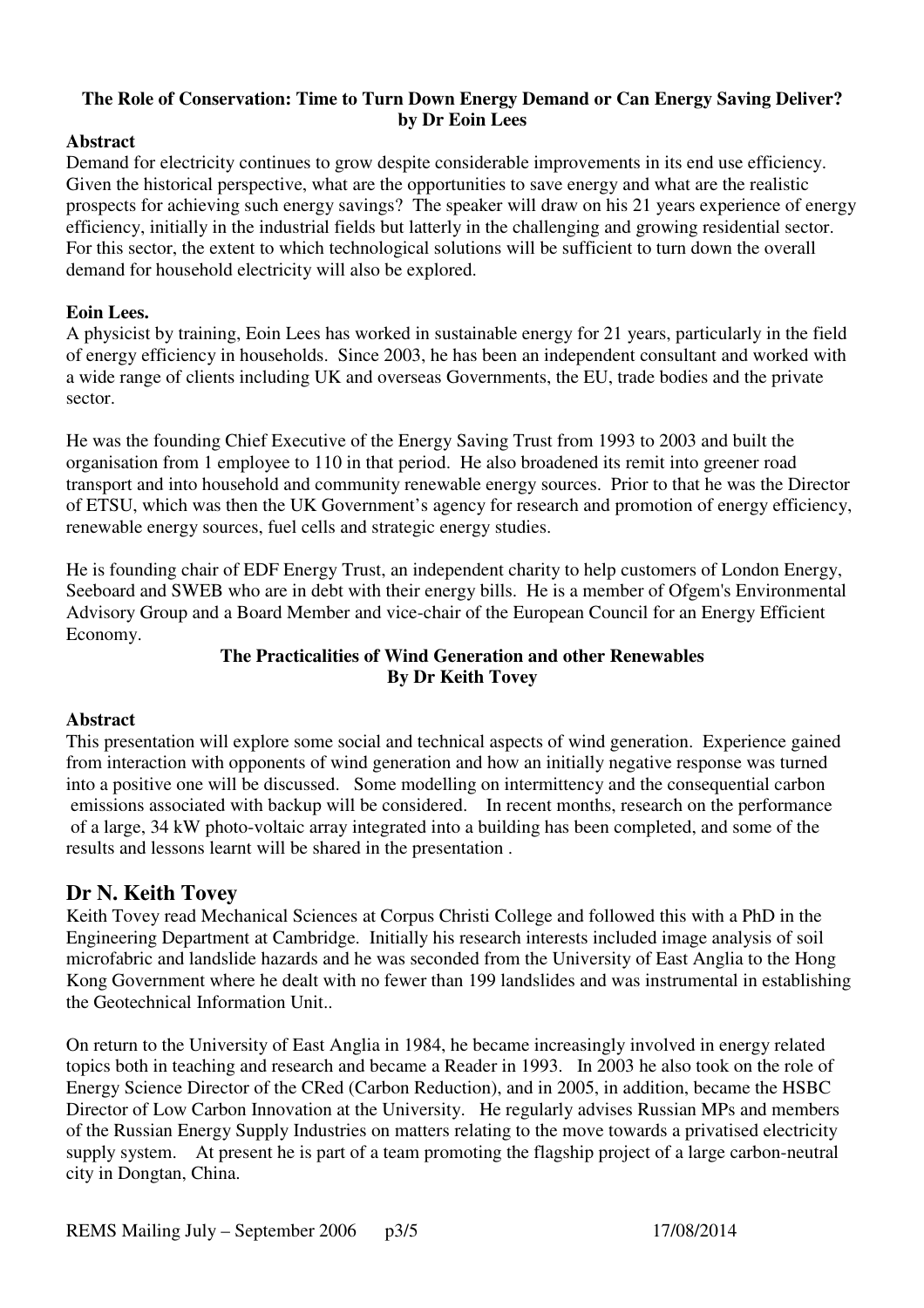**The Role of Conservation: Time to Turn Down Energy Demand or Can Energy Saving Deliver? by Dr Eoin Lees**

**Abstract**

Demand for electricity continues to grow despite considerable improvements in its end use efficiency. Given the historical perspective, what are the opportunities to save energy and what are the realistic prospects for achieving such energy savings? The speaker will draw on his 21 years experience of energy efficiency, initially in the industrial fields but latterly in the challenging and growing residential sector. For this sector, the extent to which technological solutions will be sufficient to turn down the overall demand for household electricity will also be explored.

**Eoin Lees.**

A physicist by training, Eoin Lees has worked in sustainable energy for 21 years, particularly in the field of energy efficiency in households. Since 2003, he has been an independent consultant and worked with a wide range of clients including UK and overseas Governments, the EU, trade bodies and the private sector.

He was the founding Chief Executive of the Energy Saving Trust from 1993 to 2003 and built the organisation from 1 employee to 110 in that period. He also broadened its remit into greener road transport and into household and community renewable energy sources. Prior to that he was the Director of ETSU, which was then the UK Government's agency for research and promotion of energy efficiency, renewable energy sources, fuel cells and strategic energy studies.

He is founding chair of EDF Energy Trust, an independent charity to help customers of London Energy, Seeboard and SWEB who are in debt with their energy bills. He is a member of Ofgem's Environmental Advisory Group and a Board Member and vice-chair of the European Council for an Energy Efficient Economy.

**The Practicalities of Wind Generation and other Renewables**
**By Dr Keith Tovey**

**Abstract**

This presentation will explore some social and technical aspects of wind generation. Experience gained from interaction with opponents of wind generation and how an initially negative response was turned into a positive one will be discussed. Some modelling on intermittency and the consequential carbon emissions associated with backup will be considered. In recent months, research on the performance of a large, 34 kW photo-voltaic array integrated into a building has been completed, and some of the results and lessons learnt will be shared in the presentation .

## Dr N. Keith Tovey

Keith Tovey read Mechanical Sciences at Corpus Christi College and followed this with a PhD in the Engineering Department at Cambridge. Initially his research interests included image analysis of soil microfabric and landslide hazards and he was seconded from the University of East Anglia to the Hong Kong Government where he dealt with no fewer than 199 landslides and was instrumental in establishing the Geotechnical Information Unit..

On return to the University of East Anglia in 1984, he became increasingly involved in energy related topics both in teaching and research and became a Reader in 1993. In 2003 he also took on the role of Energy Science Director of the CRed (Carbon Reduction), and in 2005, in addition, became the HSBC Director of Low Carbon Innovation at the University. He regularly advises Russian MPs and members of the Russian Energy Supply Industries on matters relating to the move towards a privatised electricity supply system. At present he is part of a team promoting the flagship project of a large carbon-neutral city in Dongtan, China.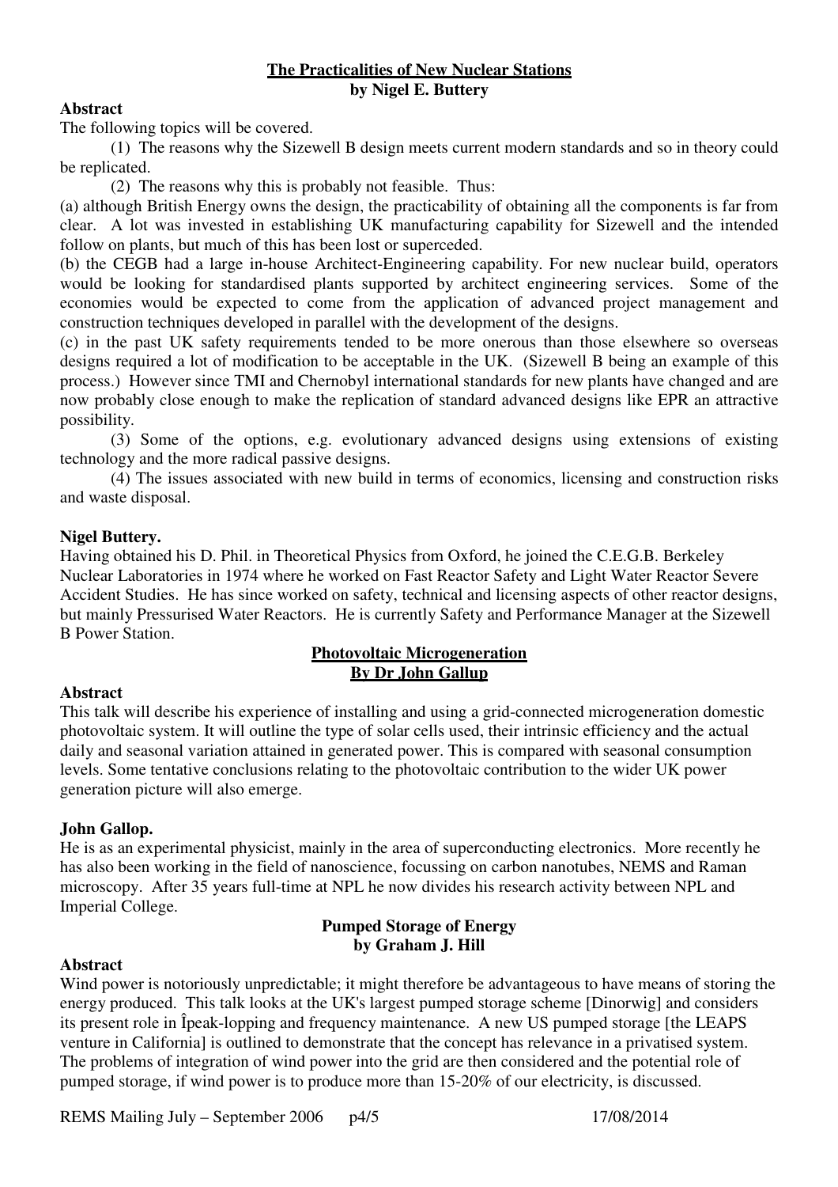## The Practicalities of New Nuclear Stations

**by Nigel E. Buttery**

**Abstract**

The following topics will be covered.

(1) The reasons why the Sizewell B design meets current modern standards and so in theory could be replicated.

(2) The reasons why this is probably not feasible. Thus:

(a) although British Energy owns the design, the practicability of obtaining all the components is far from clear. A lot was invested in establishing UK manufacturing capability for Sizewell and the intended follow on plants, but much of this has been lost or superceded.

(b) the CEGB had a large in-house Architect-Engineering capability. For new nuclear build, operators would be looking for standardised plants supported by architect engineering services. Some of the economies would be expected to come from the application of advanced project management and construction techniques developed in parallel with the development of the designs.

(c) in the past UK safety requirements tended to be more onerous than those elsewhere so overseas designs required a lot of modification to be acceptable in the UK. (Sizewell B being an example of this process.) However since TMI and Chernobyl international standards for new plants have changed and are now probably close enough to make the replication of standard advanced designs like EPR an attractive possibility.

(3) Some of the options, e.g. evolutionary advanced designs using extensions of existing technology and the more radical passive designs.

(4) The issues associated with new build in terms of economics, licensing and construction risks and waste disposal.

**Nigel Buttery.**

Having obtained his D. Phil. in Theoretical Physics from Oxford, he joined the C.E.G.B. Berkeley Nuclear Laboratories in 1974 where he worked on Fast Reactor Safety and Light Water Reactor Severe Accident Studies. He has since worked on safety, technical and licensing aspects of other reactor designs, but mainly Pressurised Water Reactors. He is currently Safety and Performance Manager at the Sizewell B Power Station.

## Photovoltaic Microgeneration

**By Dr John Gallup**

**Abstract**

This talk will describe his experience of installing and using a grid-connected microgeneration domestic photovoltaic system. It will outline the type of solar cells used, their intrinsic efficiency and the actual daily and seasonal variation attained in generated power. This is compared with seasonal consumption levels. Some tentative conclusions relating to the photovoltaic contribution to the wider UK power generation picture will also emerge.

**John Gallop.**

He is as an experimental physicist, mainly in the area of superconducting electronics. More recently he has also been working in the field of nanoscience, focussing on carbon nanotubes, NEMS and Raman microscopy. After 35 years full-time at NPL he now divides his research activity between NPL and Imperial College.

## Pumped Storage of Energy

**by Graham J. Hill**

**Abstract**

Wind power is notoriously unpredictable; it might therefore be advantageous to have means of storing the energy produced. This talk looks at the UK's largest pumped storage scheme [Dinorwig] and considers its present role in Îpeak-lopping and frequency maintenance. A new US pumped storage [the LEAPS venture in California] is outlined to demonstrate that the concept has relevance in a privatised system. The problems of integration of wind power into the grid are then considered and the potential role of pumped storage, if wind power is to produce more than 15-20% of our electricity, is discussed.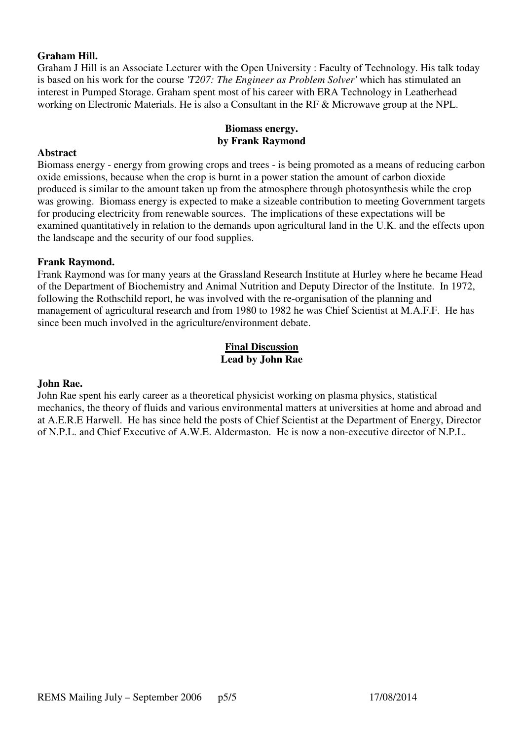**Graham Hill.**

Graham J Hill is an Associate Lecturer with the Open University : Faculty of Technology. His talk today is based on his work for the course *'T207: The Engineer as Problem Solver'* which has stimulated an interest in Pumped Storage. Graham spent most of his career with ERA Technology in Leatherhead working on Electronic Materials. He is also a Consultant in the RF & Microwave group at the NPL.

## Biomass energy.
## by Frank Raymond

**Abstract**

Biomass energy - energy from growing crops and trees - is being promoted as a means of reducing carbon oxide emissions, because when the crop is burnt in a power station the amount of carbon dioxide produced is similar to the amount taken up from the atmosphere through photosynthesis while the crop was growing. Biomass energy is expected to make a sizeable contribution to meeting Government targets for producing electricity from renewable sources. The implications of these expectations will be examined quantitatively in relation to the demands upon agricultural land in the U.K. and the effects upon the landscape and the security of our food supplies.

**Frank Raymond.**

Frank Raymond was for many years at the Grassland Research Institute at Hurley where he became Head of the Department of Biochemistry and Animal Nutrition and Deputy Director of the Institute. In 1972, following the Rothschild report, he was involved with the re-organisation of the planning and management of agricultural research and from 1980 to 1982 he was Chief Scientist at M.A.F.F. He has since been much involved in the agriculture/environment debate.

## Final Discussion
## Lead by John Rae

**John Rae.**

John Rae spent his early career as a theoretical physicist working on plasma physics, statistical mechanics, the theory of fluids and various environmental matters at universities at home and abroad and at A.E.R.E Harwell. He has since held the posts of Chief Scientist at the Department of Energy, Director of N.P.L. and Chief Executive of A.W.E. Aldermaston. He is now a non-executive director of N.P.L.